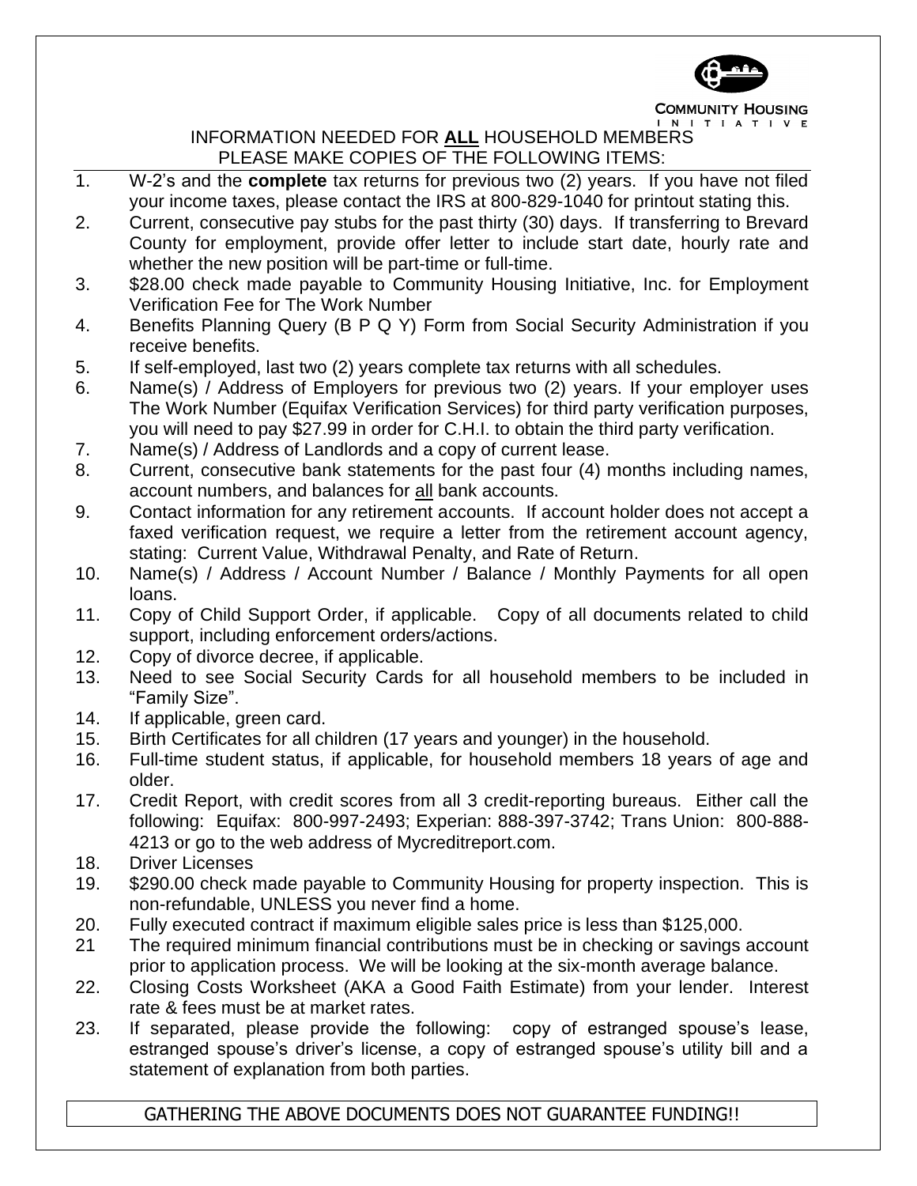COMMUNITY HOUSING INITIATIVE

## INFORMATION NEEDED FOR **ALL** HOUSEHOLD MEMBERS
## PLEASE MAKE COPIES OF THE FOLLOWING ITEMS:

1. W-2's and the **complete** tax returns for previous two (2) years. If you have not filed your income taxes, please contact the IRS at 800-829-1040 for printout stating this.
2. Current, consecutive pay stubs for the past thirty (30) days. If transferring to Brevard County for employment, provide offer letter to include start date, hourly rate and whether the new position will be part-time or full-time.
3. $28.00 check made payable to Community Housing Initiative, Inc. for Employment Verification Fee for The Work Number
4. Benefits Planning Query (B P Q Y) Form from Social Security Administration if you receive benefits.
5. If self-employed, last two (2) years complete tax returns with all schedules.
6. Name(s) / Address of Employers for previous two (2) years. If your employer uses The Work Number (Equifax Verification Services) for third party verification purposes, you will need to pay $27.99 in order for C.H.I. to obtain the third party verification.
7. Name(s) / Address of Landlords and a copy of current lease.
8. Current, consecutive bank statements for the past four (4) months including names, account numbers, and balances for all bank accounts.
9. Contact information for any retirement accounts. If account holder does not accept a faxed verification request, we require a letter from the retirement account agency, stating: Current Value, Withdrawal Penalty, and Rate of Return.
10. Name(s) / Address / Account Number / Balance / Monthly Payments for all open loans.
11. Copy of Child Support Order, if applicable. Copy of all documents related to child support, including enforcement orders/actions.
12. Copy of divorce decree, if applicable.
13. Need to see Social Security Cards for all household members to be included in "Family Size".
14. If applicable, green card.
15. Birth Certificates for all children (17 years and younger) in the household.
16. Full-time student status, if applicable, for household members 18 years of age and older.
17. Credit Report, with credit scores from all 3 credit-reporting bureaus. Either call the following: Equifax: 800-997-2493; Experian: 888-397-3742; Trans Union: 800-888-4213 or go to the web address of Mycreditreport.com.
18. Driver Licenses
19. $290.00 check made payable to Community Housing for property inspection. This is non-refundable, UNLESS you never find a home.
20. Fully executed contract if maximum eligible sales price is less than $125,000.
21. The required minimum financial contributions must be in checking or savings account prior to application process. We will be looking at the six-month average balance.
22. Closing Costs Worksheet (AKA a Good Faith Estimate) from your lender. Interest rate & fees must be at market rates.
23. If separated, please provide the following: copy of estranged spouse's lease, estranged spouse's driver's license, a copy of estranged spouse's utility bill and a statement of explanation from both parties.

GATHERING THE ABOVE DOCUMENTS DOES NOT GUARANTEE FUNDING!!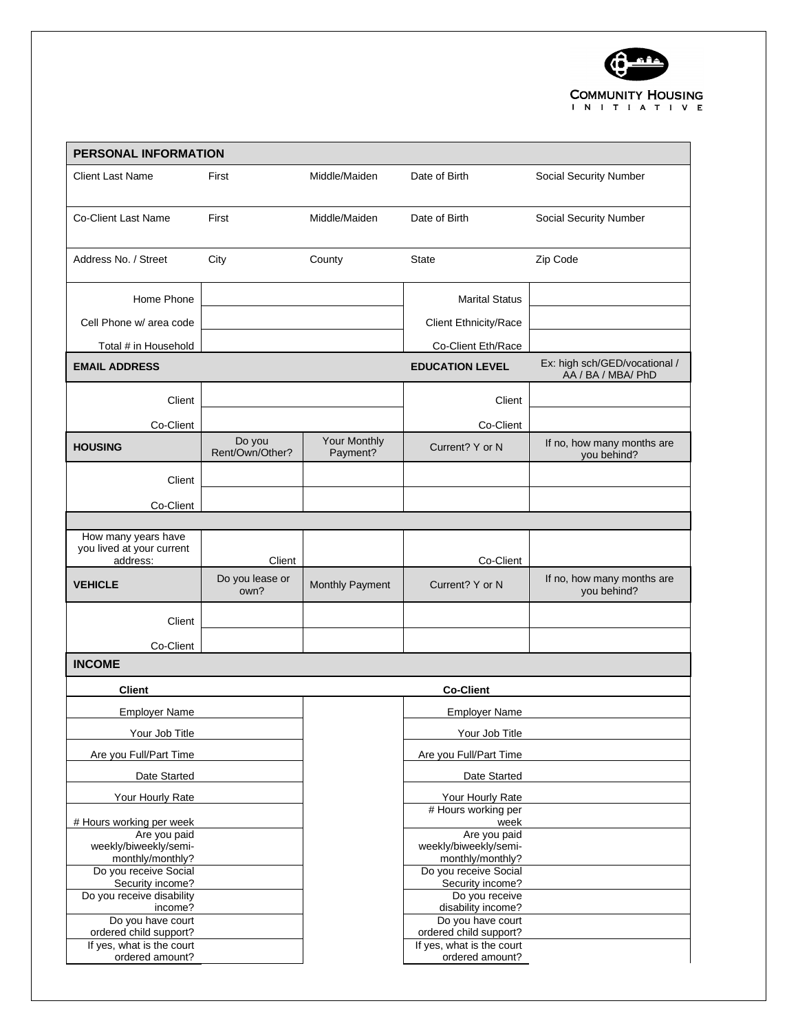COMMUNITY HOUSING INITIATIVE

| PERSONAL INFORMATION | | | | |
|---|---|---|---|---|
| Client Last Name | First | Middle/Maiden | Date of Birth | Social Security Number |
| Co-Client Last Name | First | Middle/Maiden | Date of Birth | Social Security Number |
| Address No. / Street | City | County | State | Zip Code |
| Home Phone | | | Marital Status | |
| Cell Phone w/ area code | | | Client Ethnicity/Race | |
| Total # in Household | | | Co-Client Eth/Race | |
| **EMAIL ADDRESS** | | | **EDUCATION LEVEL** | Ex: high sch/GED/vocational / AA / BA / MBA/ PhD |
| Client | | | Client | |
| Co-Client | | | Co-Client | |
| **HOUSING** | Do you Rent/Own/Other? | Your Monthly Payment? | Current? Y or N | If no, how many months are you behind? |
| Client | | | | |
| Co-Client | | | | |
| How many years have you lived at your current address: | Client | | Co-Client | |
| **VEHICLE** | Do you lease or own? | Monthly Payment | Current? Y or N | If no, how many months are you behind? |
| Client | | | | |
| Co-Client | | | | |

| INCOME | | | |
|---|---|---|---|
| **Client** | | **Co-Client** | |
| Employer Name | | Employer Name | |
| Your Job Title | | Your Job Title | |
| Are you Full/Part Time | | Are you Full/Part Time | |
| Date Started | | Date Started | |
| Your Hourly Rate | | Your Hourly Rate | |
| # Hours working per week | | # Hours working per week | |
| Are you paid weekly/biweekly/semi-monthly/monthly? | | Are you paid weekly/biweekly/semi-monthly/monthly? | |
| Do you receive Social Security income? | | Do you receive Social Security income? | |
| Do you receive disability income? | | Do you receive disability income? | |
| Do you have court ordered child support? | | Do you have court ordered child support? | |
| If yes, what is the court ordered amount? | | If yes, what is the court ordered amount? | |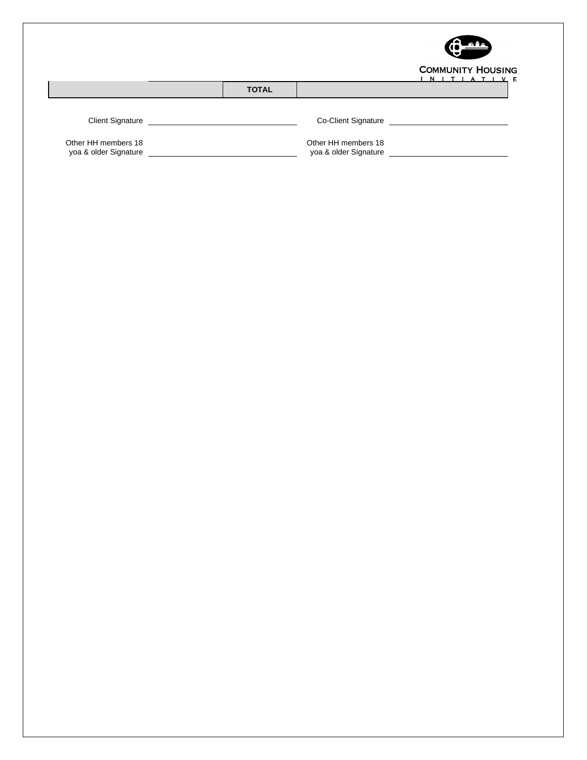| | TOTAL | |
|---|---|---|

Client Signature \_\_\_\_\_\_\_\_\_\_\_\_\_\_\_\_\_\_\_\_\_\_\_\_\_\_ Co-Client Signature \_\_\_\_\_\_\_\_\_\_\_\_\_\_\_\_\_\_\_\_\_\_\_\_\_\_

Other HH members 18 yoa & older Signature \_\_\_\_\_\_\_\_\_\_\_\_\_\_\_\_\_\_\_\_\_\_\_\_\_\_ Other HH members 18 yoa & older Signature \_\_\_\_\_\_\_\_\_\_\_\_\_\_\_\_\_\_\_\_\_\_\_\_\_\_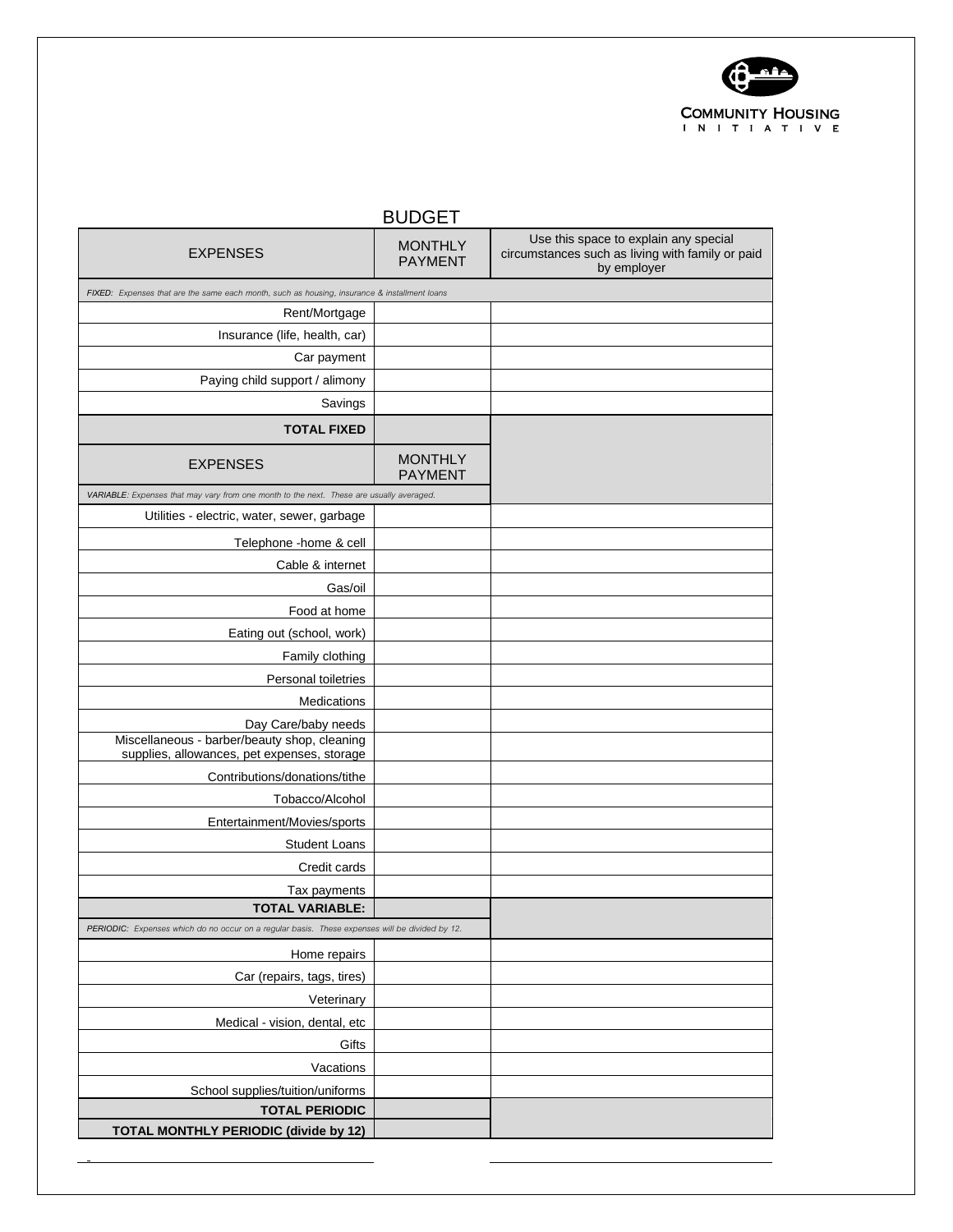COMMUNITY HOUSING INITIATIVE

# BUDGET

| EXPENSES | MONTHLY PAYMENT | Use this space to explain any special circumstances such as living with family or paid by employer |
|---|---|---|
| *FIXED: Expenses that are the same each month, such as housing, insurance & installment loans* | | |
| Rent/Mortgage | | |
| Insurance (life, health, car) | | |
| Car payment | | |
| Paying child support / alimony | | |
| Savings | | |
| **TOTAL FIXED** | | |
| EXPENSES | MONTHLY PAYMENT | |
| *VARIABLE: Expenses that may vary from one month to the next. These are usually averaged.* | | |
| Utilities - electric, water, sewer, garbage | | |
| Telephone -home & cell | | |
| Cable & internet | | |
| Gas/oil | | |
| Food at home | | |
| Eating out (school, work) | | |
| Family clothing | | |
| Personal toiletries | | |
| Medications | | |
| Day Care/baby needs | | |
| Miscellaneous - barber/beauty shop, cleaning supplies, allowances, pet expenses, storage | | |
| Contributions/donations/tithe | | |
| Tobacco/Alcohol | | |
| Entertainment/Movies/sports | | |
| Student Loans | | |
| Credit cards | | |
| Tax payments | | |
| **TOTAL VARIABLE:** | | |
| *PERIODIC: Expenses which do no occur on a regular basis. These expenses will be divided by 12.* | | |
| Home repairs | | |
| Car (repairs, tags, tires) | | |
| Veterinary | | |
| Medical - vision, dental, etc | | |
| Gifts | | |
| Vacations | | |
| School supplies/tuition/uniforms | | |
| **TOTAL PERIODIC** | | |
| **TOTAL MONTHLY PERIODIC (divide by 12)** | | |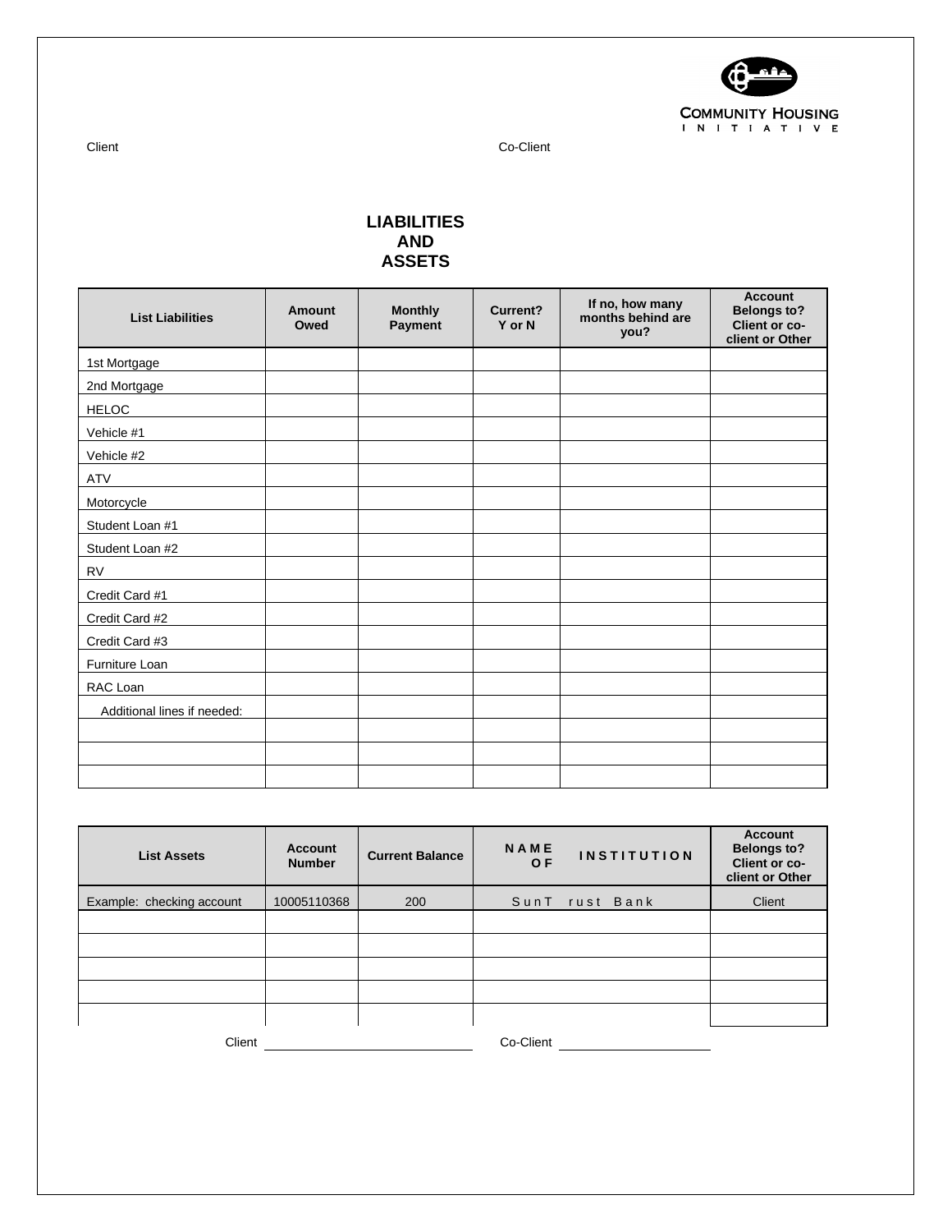COMMUNITY HOUSING INITIATIVE

Client　　　　　　　　　　　　　　　　　　　　Co-Client

# LIABILITIES AND ASSETS

| List Liabilities | Amount Owed | Monthly Payment | Current? Y or N | If no, how many months behind are you? | Account Belongs to? Client or co-client or Other |
|---|---|---|---|---|---|
| 1st Mortgage | | | | | |
| 2nd Mortgage | | | | | |
| HELOC | | | | | |
| Vehicle #1 | | | | | |
| Vehicle #2 | | | | | |
| ATV | | | | | |
| Motorcycle | | | | | |
| Student Loan #1 | | | | | |
| Student Loan #2 | | | | | |
| RV | | | | | |
| Credit Card #1 | | | | | |
| Credit Card #2 | | | | | |
| Credit Card #3 | | | | | |
| Furniture Loan | | | | | |
| RAC Loan | | | | | |
| Additional lines if needed: | | | | | |
| | | | | | |
| | | | | | |
| | | | | | |

| List Assets | Account Number | Current Balance | NAME OF INSTITUTION | Account Belongs to? Client or co-client or Other |
|---|---|---|---|---|
| Example: checking account | 10005110368 | 200 | SunTrust Bank | Client |
| | | | | |
| | | | | |
| | | | | |
| | | | | |
| | | | | |

Client \_\_\_\_\_\_\_\_\_\_\_\_\_\_\_\_\_\_\_\_\_\_\_\_\_\_\_\_ Co-Client \_\_\_\_\_\_\_\_\_\_\_\_\_\_\_\_\_\_\_\_\_\_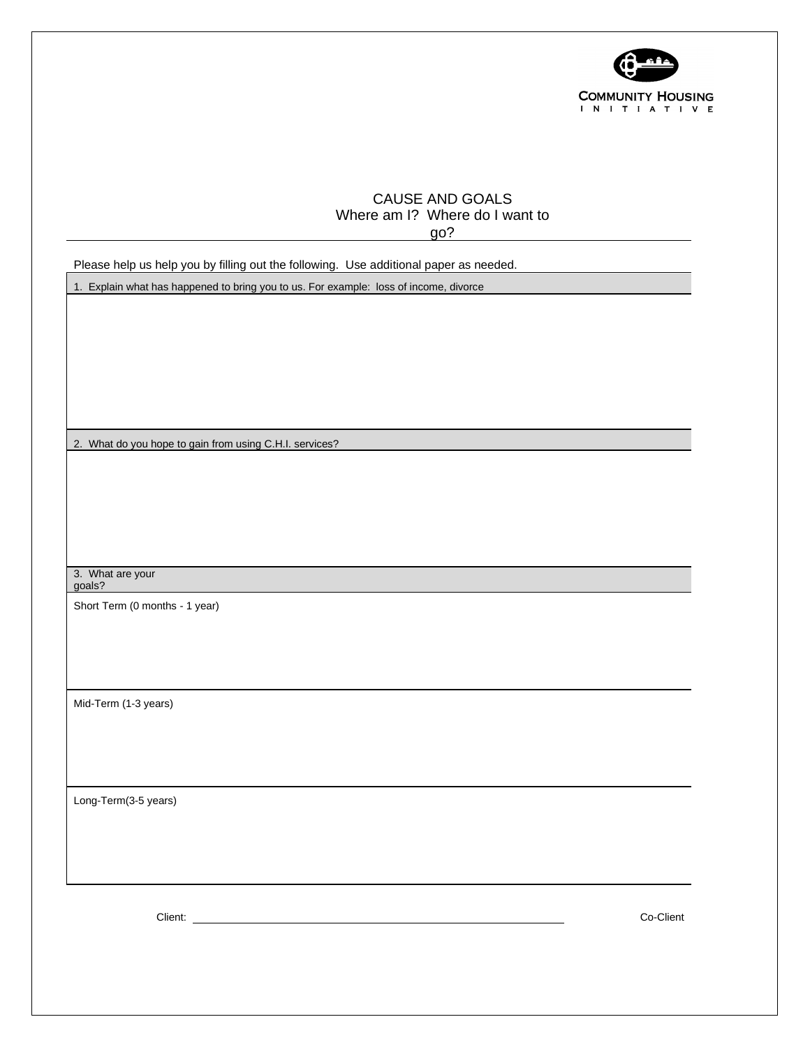COMMUNITY HOUSING
INITIATIVE

# CAUSE AND GOALS

## Where am I? Where do I want to go?

Please help us help you by filling out the following. Use additional paper as needed.

1. Explain what has happened to bring you to us. For example: loss of income, divorce

2. What do you hope to gain from using C.H.I. services?

3. What are your goals?

Short Term (0 months - 1 year)

Mid-Term (1-3 years)

Long-Term(3-5 years)

Client: ______________________________ Co-Client